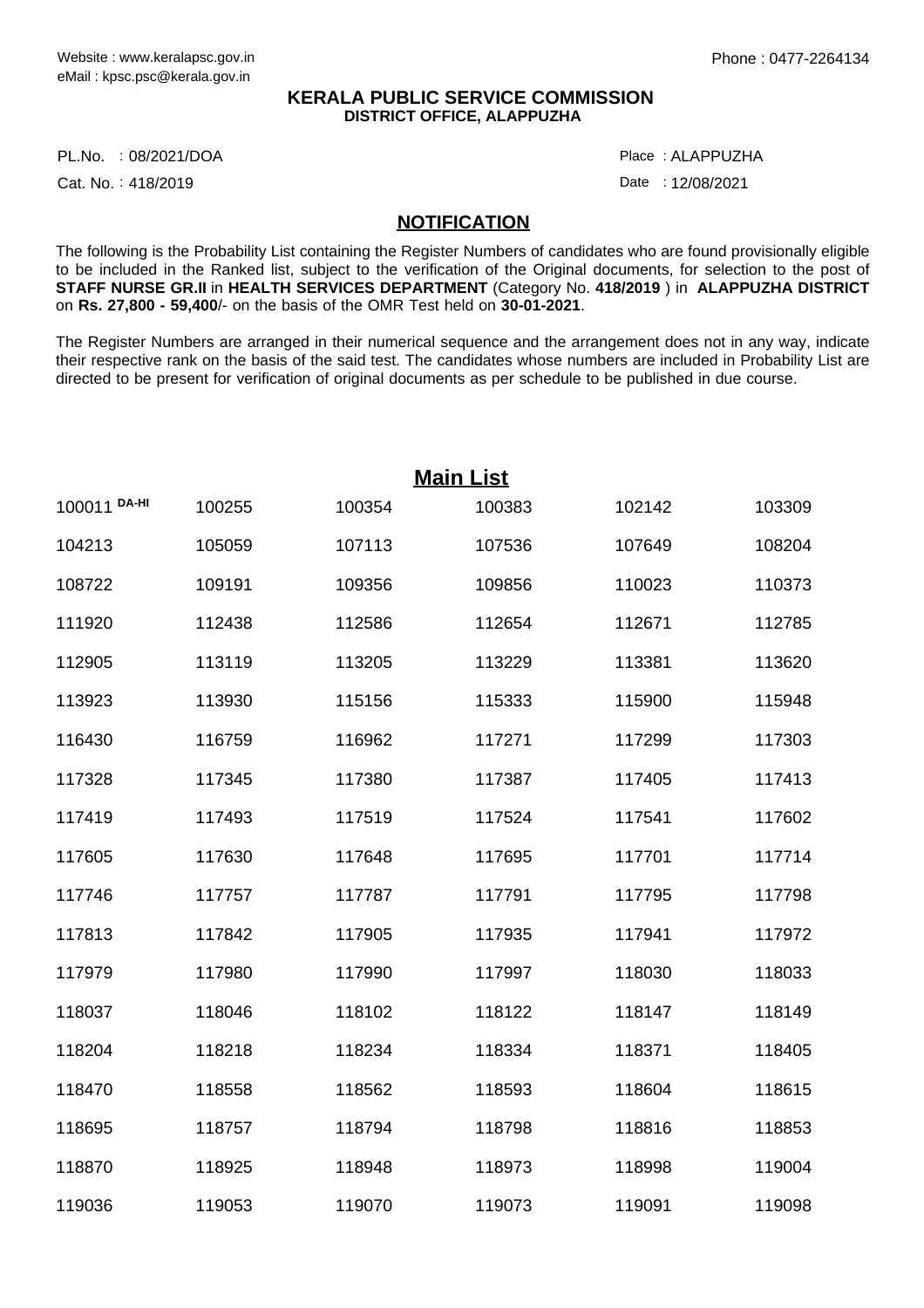Website : www.keralapsc.gov.in
eMail : kpsc.psc@kerala.gov.in

Phone : 0477-2264134

**KERALA PUBLIC SERVICE COMMISSION**
**DISTRICT OFFICE, ALAPPUZHA**

PL.No. : 08/2021/DOA
Cat. No. : 418/2019

Place : ALAPPUZHA
Date : 12/08/2021

## NOTIFICATION

The following is the Probability List containing the Register Numbers of candidates who are found provisionally eligible to be included in the Ranked list, subject to the verification of the Original documents, for selection to the post of **STAFF NURSE GR.II** in **HEALTH SERVICES DEPARTMENT** (Category No. **418/2019** ) in **ALAPPUZHA DISTRICT** on **Rs. 27,800 - 59,400**/- on the basis of the OMR Test held on **30-01-2021**.

The Register Numbers are arranged in their numerical sequence and the arrangement does not in any way, indicate their respective rank on the basis of the said test. The candidates whose numbers are included in Probability List are directed to be present for verification of original documents as per schedule to be published in due course.

## Main List

| | | | | | |
|---|---|---|---|---|---|
| 100011 DA-HI | 100255 | 100354 | 100383 | 102142 | 103309 |
| 104213 | 105059 | 107113 | 107536 | 107649 | 108204 |
| 108722 | 109191 | 109356 | 109856 | 110023 | 110373 |
| 111920 | 112438 | 112586 | 112654 | 112671 | 112785 |
| 112905 | 113119 | 113205 | 113229 | 113381 | 113620 |
| 113923 | 113930 | 115156 | 115333 | 115900 | 115948 |
| 116430 | 116759 | 116962 | 117271 | 117299 | 117303 |
| 117328 | 117345 | 117380 | 117387 | 117405 | 117413 |
| 117419 | 117493 | 117519 | 117524 | 117541 | 117602 |
| 117605 | 117630 | 117648 | 117695 | 117701 | 117714 |
| 117746 | 117757 | 117787 | 117791 | 117795 | 117798 |
| 117813 | 117842 | 117905 | 117935 | 117941 | 117972 |
| 117979 | 117980 | 117990 | 117997 | 118030 | 118033 |
| 118037 | 118046 | 118102 | 118122 | 118147 | 118149 |
| 118204 | 118218 | 118234 | 118334 | 118371 | 118405 |
| 118470 | 118558 | 118562 | 118593 | 118604 | 118615 |
| 118695 | 118757 | 118794 | 118798 | 118816 | 118853 |
| 118870 | 118925 | 118948 | 118973 | 118998 | 119004 |
| 119036 | 119053 | 119070 | 119073 | 119091 | 119098 |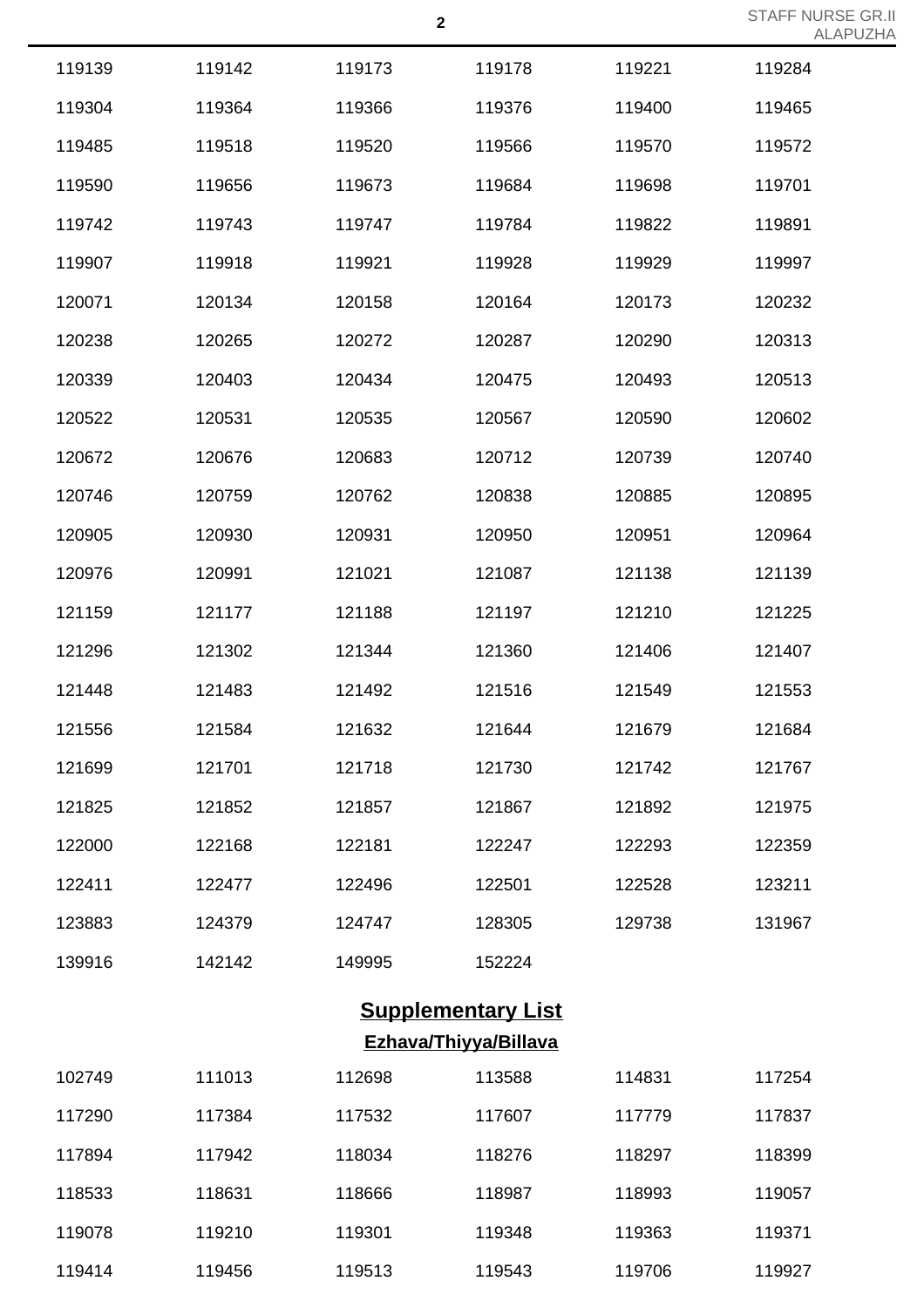| | | | | | |
|---|---|---|---|---|---|
| 119139 | 119142 | 119173 | 119178 | 119221 | 119284 |
| 119304 | 119364 | 119366 | 119376 | 119400 | 119465 |
| 119485 | 119518 | 119520 | 119566 | 119570 | 119572 |
| 119590 | 119656 | 119673 | 119684 | 119698 | 119701 |
| 119742 | 119743 | 119747 | 119784 | 119822 | 119891 |
| 119907 | 119918 | 119921 | 119928 | 119929 | 119997 |
| 120071 | 120134 | 120158 | 120164 | 120173 | 120232 |
| 120238 | 120265 | 120272 | 120287 | 120290 | 120313 |
| 120339 | 120403 | 120434 | 120475 | 120493 | 120513 |
| 120522 | 120531 | 120535 | 120567 | 120590 | 120602 |
| 120672 | 120676 | 120683 | 120712 | 120739 | 120740 |
| 120746 | 120759 | 120762 | 120838 | 120885 | 120895 |
| 120905 | 120930 | 120931 | 120950 | 120951 | 120964 |
| 120976 | 120991 | 121021 | 121087 | 121138 | 121139 |
| 121159 | 121177 | 121188 | 121197 | 121210 | 121225 |
| 121296 | 121302 | 121344 | 121360 | 121406 | 121407 |
| 121448 | 121483 | 121492 | 121516 | 121549 | 121553 |
| 121556 | 121584 | 121632 | 121644 | 121679 | 121684 |
| 121699 | 121701 | 121718 | 121730 | 121742 | 121767 |
| 121825 | 121852 | 121857 | 121867 | 121892 | 121975 |
| 122000 | 122168 | 122181 | 122247 | 122293 | 122359 |
| 122411 | 122477 | 122496 | 122501 | 122528 | 123211 |
| 123883 | 124379 | 124747 | 128305 | 129738 | 131967 |
| 139916 | 142142 | 149995 | 152224 | | |

## Supplementary List

### Ezhava/Thiyya/Billava

| | | | | | |
|---|---|---|---|---|---|
| 102749 | 111013 | 112698 | 113588 | 114831 | 117254 |
| 117290 | 117384 | 117532 | 117607 | 117779 | 117837 |
| 117894 | 117942 | 118034 | 118276 | 118297 | 118399 |
| 118533 | 118631 | 118666 | 118987 | 118993 | 119057 |
| 119078 | 119210 | 119301 | 119348 | 119363 | 119371 |
| 119414 | 119456 | 119513 | 119543 | 119706 | 119927 |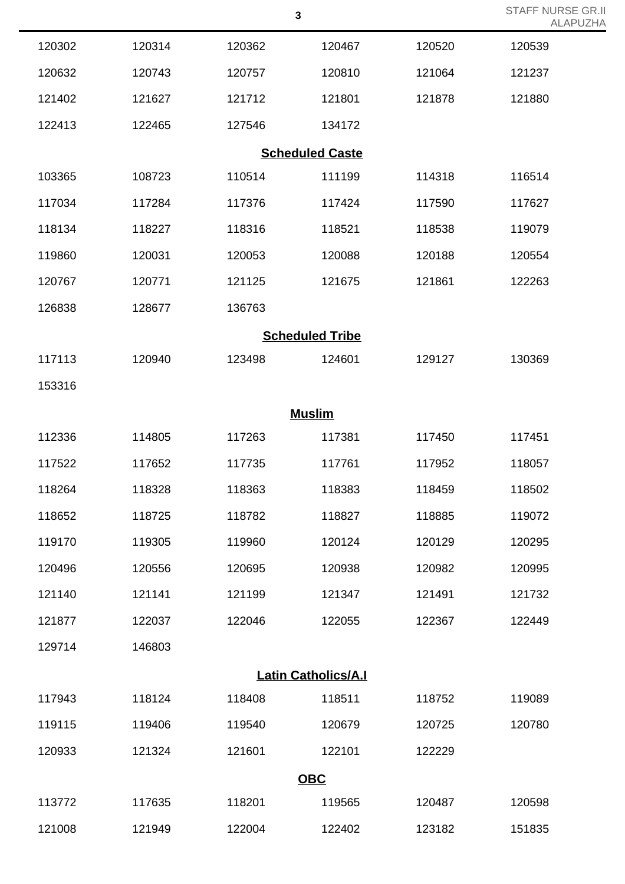| | | | | | |
|---|---|---|---|---|---|
| 120302 | 120314 | 120362 | 120467 | 120520 | 120539 |
| 120632 | 120743 | 120757 | 120810 | 121064 | 121237 |
| 121402 | 121627 | 121712 | 121801 | 121878 | 121880 |
| 122413 | 122465 | 127546 | 134172 | | |

**Scheduled Caste**

| | | | | | |
|---|---|---|---|---|---|
| 103365 | 108723 | 110514 | 111199 | 114318 | 116514 |
| 117034 | 117284 | 117376 | 117424 | 117590 | 117627 |
| 118134 | 118227 | 118316 | 118521 | 118538 | 119079 |
| 119860 | 120031 | 120053 | 120088 | 120188 | 120554 |
| 120767 | 120771 | 121125 | 121675 | 121861 | 122263 |
| 126838 | 128677 | 136763 | | | |

**Scheduled Tribe**

| | | | | | |
|---|---|---|---|---|---|
| 117113 | 120940 | 123498 | 124601 | 129127 | 130369 |
| 153316 | | | | | |

**Muslim**

| | | | | | |
|---|---|---|---|---|---|
| 112336 | 114805 | 117263 | 117381 | 117450 | 117451 |
| 117522 | 117652 | 117735 | 117761 | 117952 | 118057 |
| 118264 | 118328 | 118363 | 118383 | 118459 | 118502 |
| 118652 | 118725 | 118782 | 118827 | 118885 | 119072 |
| 119170 | 119305 | 119960 | 120124 | 120129 | 120295 |
| 120496 | 120556 | 120695 | 120938 | 120982 | 120995 |
| 121140 | 121141 | 121199 | 121347 | 121491 | 121732 |
| 121877 | 122037 | 122046 | 122055 | 122367 | 122449 |
| 129714 | 146803 | | | | |

**Latin Catholics/A.I**

| | | | | | |
|---|---|---|---|---|---|
| 117943 | 118124 | 118408 | 118511 | 118752 | 119089 |
| 119115 | 119406 | 119540 | 120679 | 120725 | 120780 |
| 120933 | 121324 | 121601 | 122101 | 122229 | |

**OBC**

| | | | | | |
|---|---|---|---|---|---|
| 113772 | 117635 | 118201 | 119565 | 120487 | 120598 |
| 121008 | 121949 | 122004 | 122402 | 123182 | 151835 |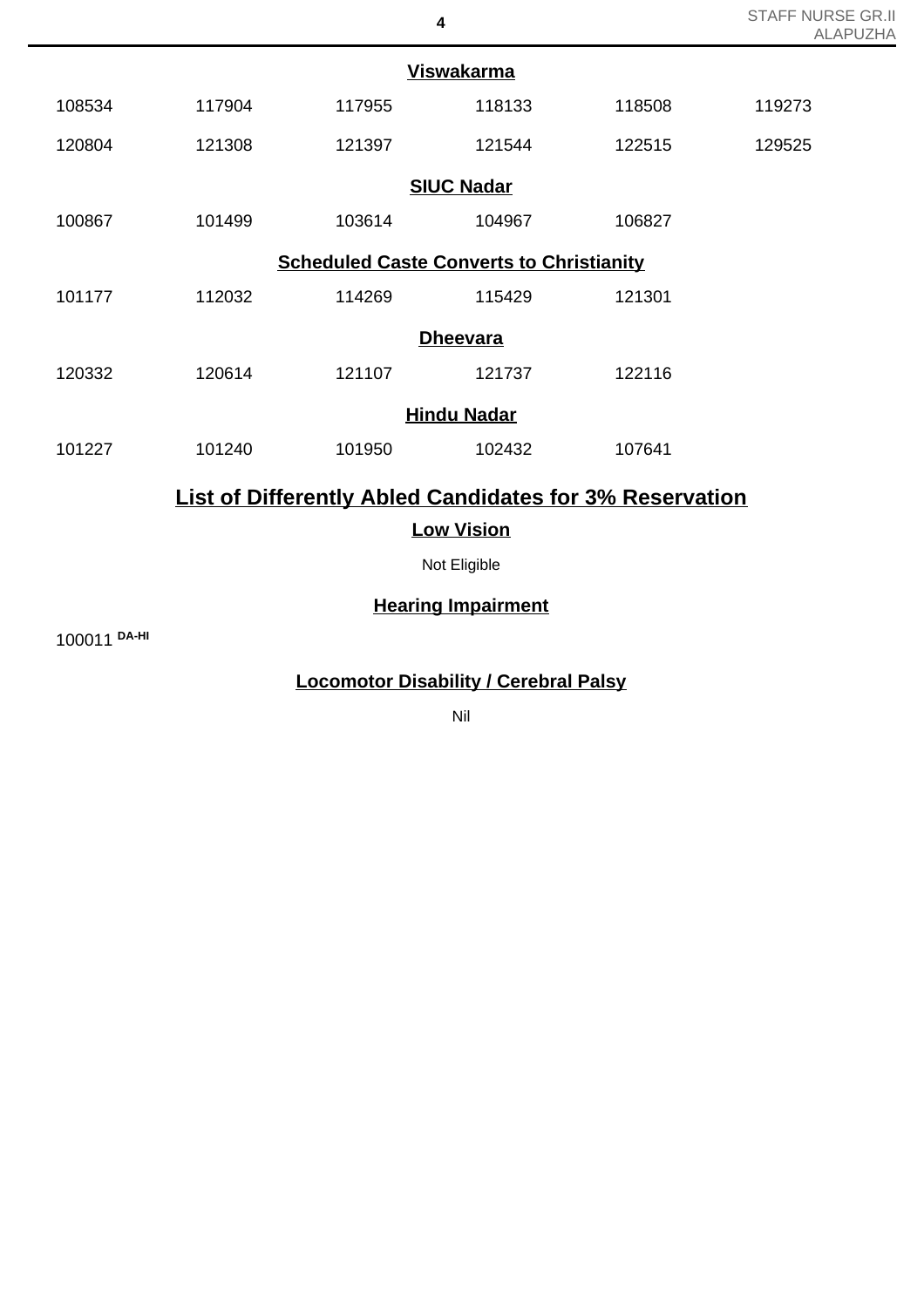### Viswakarma

| | | | | | |
|---|---|---|---|---|---|
| 108534 | 117904 | 117955 | 118133 | 118508 | 119273 |
| 120804 | 121308 | 121397 | 121544 | 122515 | 129525 |

### SIUC Nadar

| | | | | |
|---|---|---|---|---|
| 100867 | 101499 | 103614 | 104967 | 106827 |

### Scheduled Caste Converts to Christianity

| | | | | |
|---|---|---|---|---|
| 101177 | 112032 | 114269 | 115429 | 121301 |

### Dheevara

| | | | | |
|---|---|---|---|---|
| 120332 | 120614 | 121107 | 121737 | 122116 |

### Hindu Nadar

| | | | | |
|---|---|---|---|---|
| 101227 | 101240 | 101950 | 102432 | 107641 |

## List of Differently Abled Candidates for 3% Reservation

### Low Vision

Not Eligible

### Hearing Impairment

100011 DA-HI

### Locomotor Disability / Cerebral Palsy

Nil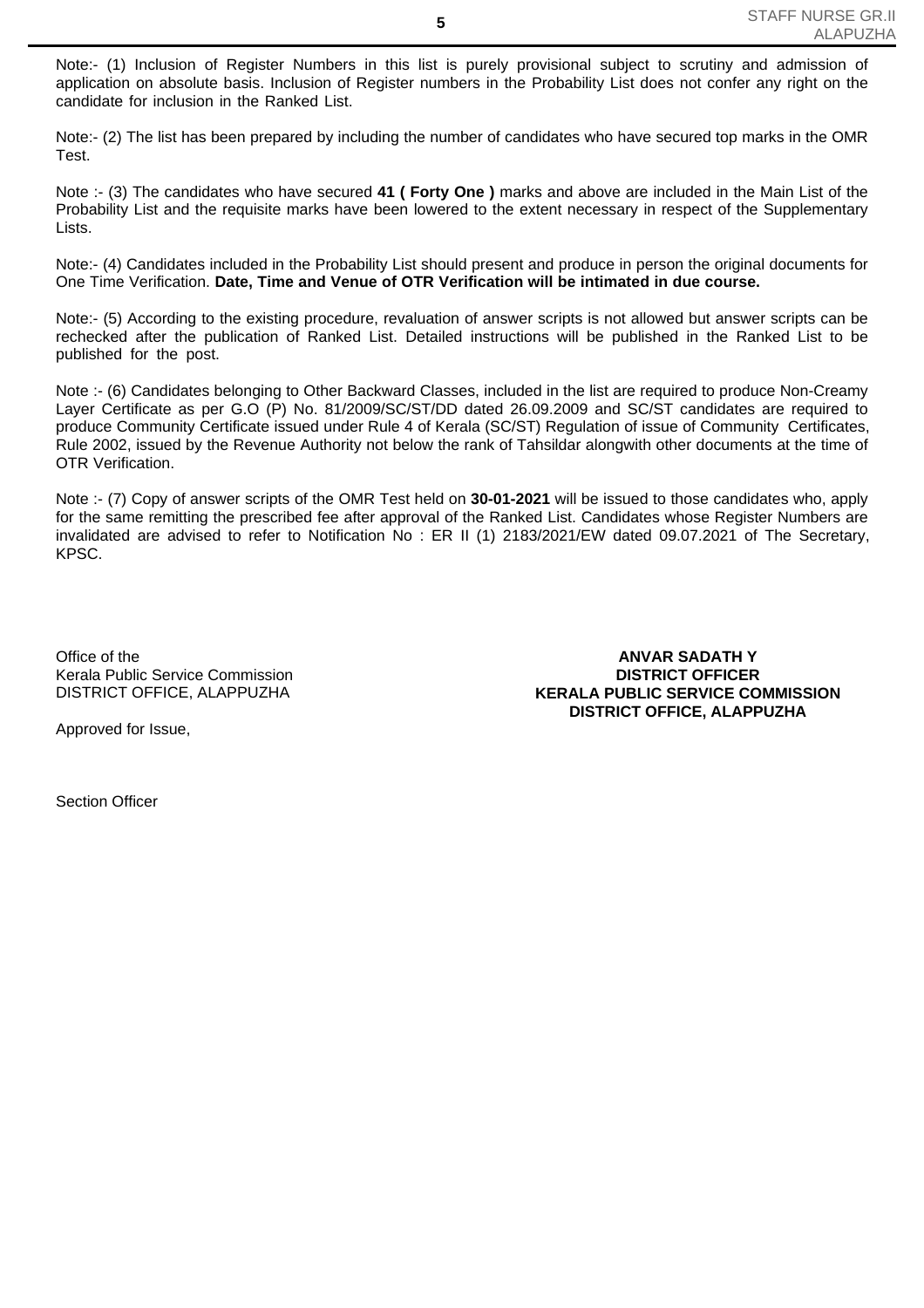Note:- (1) Inclusion of Register Numbers in this list is purely provisional subject to scrutiny and admission of application on absolute basis. Inclusion of Register numbers in the Probability List does not confer any right on the candidate for inclusion in the Ranked List.

Note:- (2) The list has been prepared by including the number of candidates who have secured top marks in the OMR Test.

Note :- (3) The candidates who have secured **41 ( Forty One )** marks and above are included in the Main List of the Probability List and the requisite marks have been lowered to the extent necessary in respect of the Supplementary Lists.

Note:- (4) Candidates included in the Probability List should present and produce in person the original documents for One Time Verification. **Date, Time and Venue of OTR Verification will be intimated in due course.**

Note:- (5) According to the existing procedure, revaluation of answer scripts is not allowed but answer scripts can be rechecked after the publication of Ranked List. Detailed instructions will be published in the Ranked List to be published for the post.

Note :- (6) Candidates belonging to Other Backward Classes, included in the list are required to produce Non-Creamy Layer Certificate as per G.O (P) No. 81/2009/SC/ST/DD dated 26.09.2009 and SC/ST candidates are required to produce Community Certificate issued under Rule 4 of Kerala (SC/ST) Regulation of issue of Community Certificates, Rule 2002, issued by the Revenue Authority not below the rank of Tahsildar alongwith other documents at the time of OTR Verification.

Note :- (7) Copy of answer scripts of the OMR Test held on **30-01-2021** will be issued to those candidates who, apply for the same remitting the prescribed fee after approval of the Ranked List. Candidates whose Register Numbers are invalidated are advised to refer to Notification No : ER II (1) 2183/2021/EW dated 09.07.2021 of The Secretary, KPSC.

Office of the
Kerala Public Service Commission
DISTRICT OFFICE, ALAPPUZHA

**ANVAR SADATH Y**
**DISTRICT OFFICER**
**KERALA PUBLIC SERVICE COMMISSION**
**DISTRICT OFFICE, ALAPPUZHA**

Approved for Issue,

Section Officer